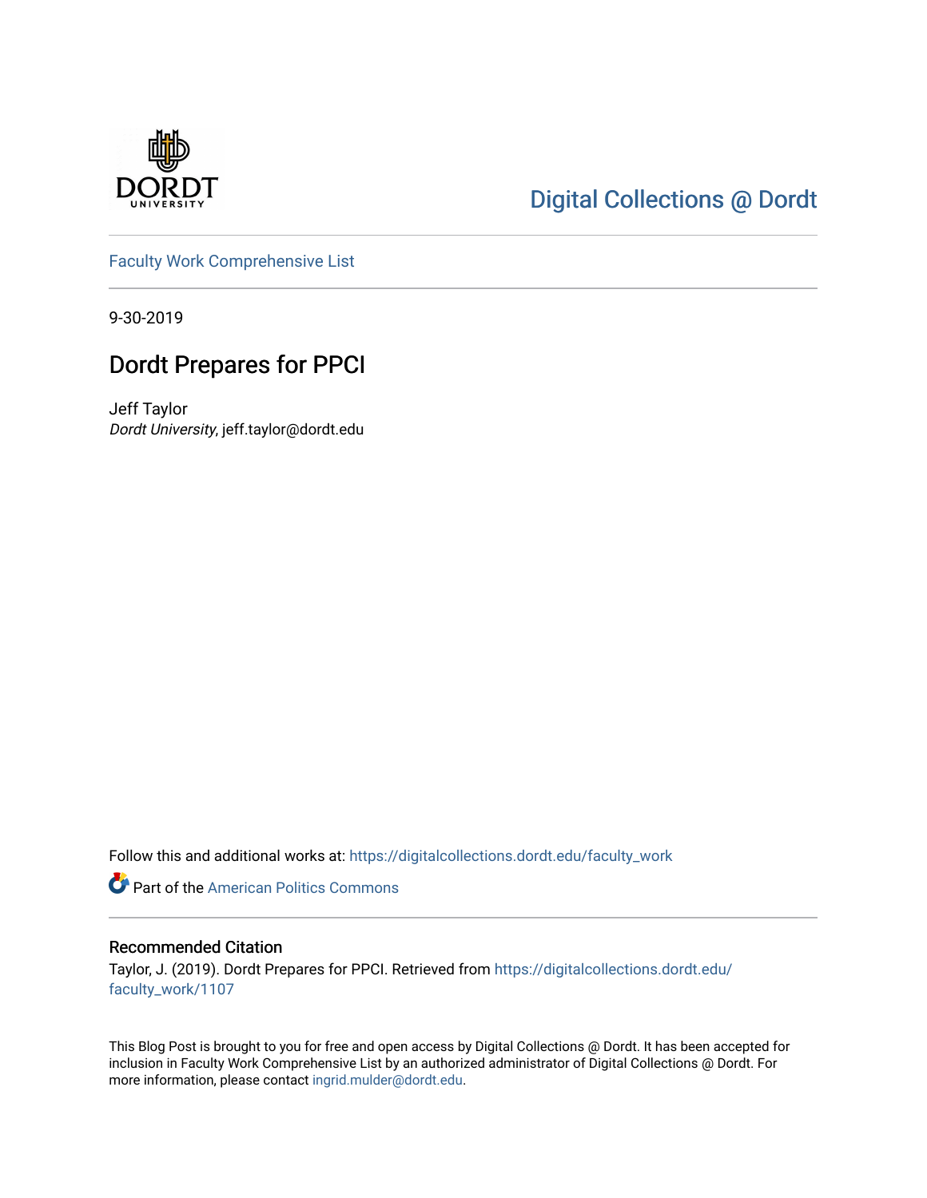Digital Collections @ Dordt

Faculty Work Comprehensive List

9-30-2019

# Dordt Prepares for PPCI

Jeff Taylor
*Dordt University*, jeff.taylor@dordt.edu

Follow this and additional works at: https://digitalcollections.dordt.edu/faculty_work

Part of the American Politics Commons

## Recommended Citation

Taylor, J. (2019). Dordt Prepares for PPCI. Retrieved from https://digitalcollections.dordt.edu/faculty_work/1107

This Blog Post is brought to you for free and open access by Digital Collections @ Dordt. It has been accepted for inclusion in Faculty Work Comprehensive List by an authorized administrator of Digital Collections @ Dordt. For more information, please contact ingrid.mulder@dordt.edu.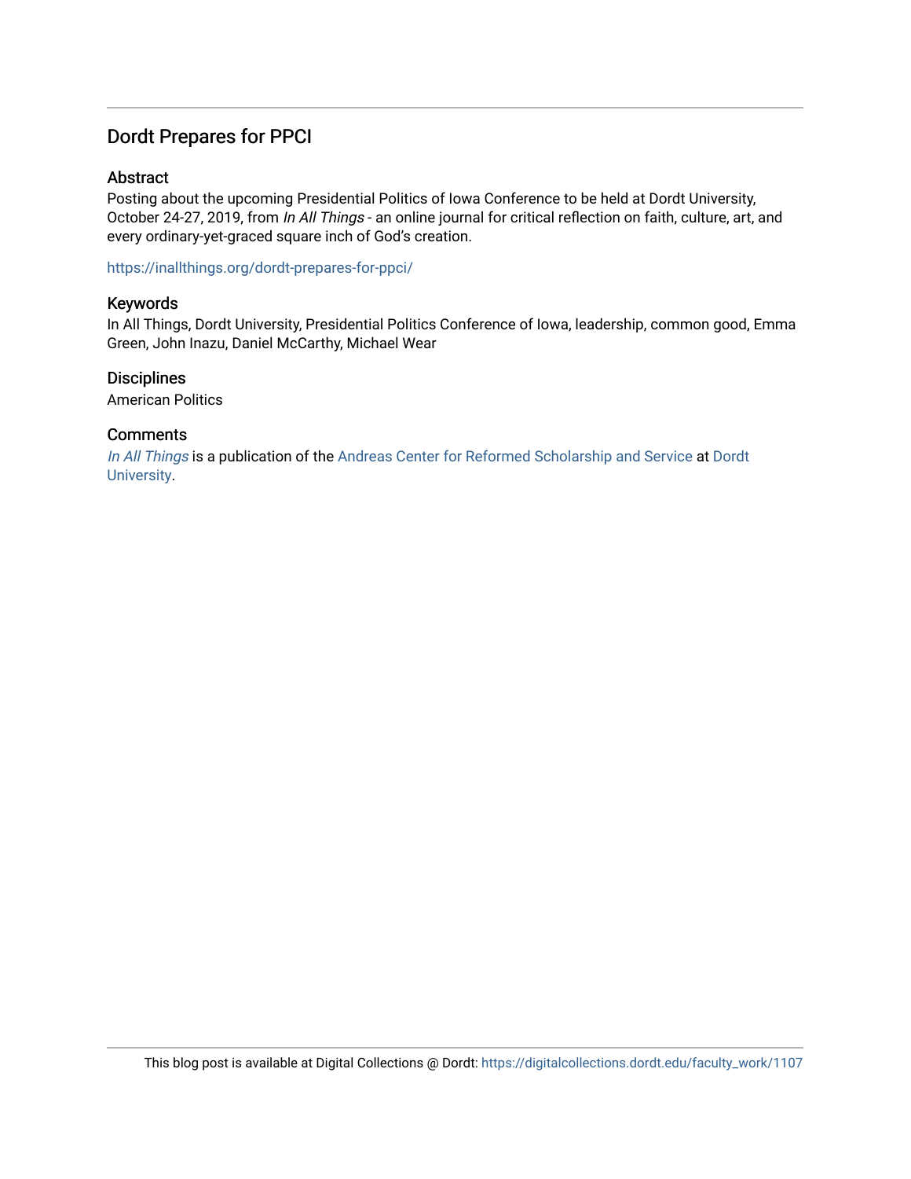# Dordt Prepares for PPCI

## Abstract

Posting about the upcoming Presidential Politics of Iowa Conference to be held at Dordt University, October 24-27, 2019, from *In All Things* - an online journal for critical reflection on faith, culture, art, and every ordinary-yet-graced square inch of God's creation.

https://inallthings.org/dordt-prepares-for-ppci/

## Keywords

In All Things, Dordt University, Presidential Politics Conference of Iowa, leadership, common good, Emma Green, John Inazu, Daniel McCarthy, Michael Wear

## Disciplines

American Politics

## Comments

*In All Things* is a publication of the Andreas Center for Reformed Scholarship and Service at Dordt University.

This blog post is available at Digital Collections @ Dordt: https://digitalcollections.dordt.edu/faculty_work/1107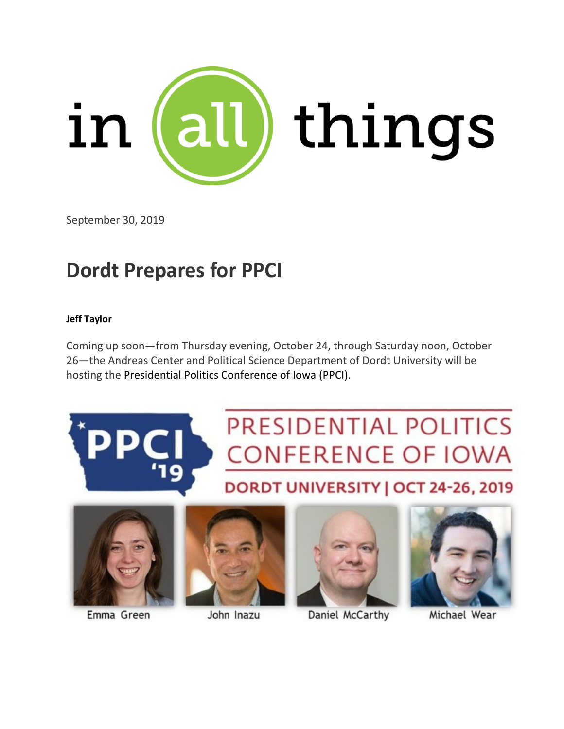in all things

September 30, 2019

# Dordt Prepares for PPCI

**Jeff Taylor**

Coming up soon—from Thursday evening, October 24, through Saturday noon, October 26—the Andreas Center and Political Science Department of Dordt University will be hosting the Presidential Politics Conference of Iowa (PPCI).

PPCI '19

PRESIDENTIAL POLITICS CONFERENCE OF IOWA

DORDT UNIVERSITY | OCT 24-26, 2019

Emma Green | John Inazu | Daniel McCarthy | Michael Wear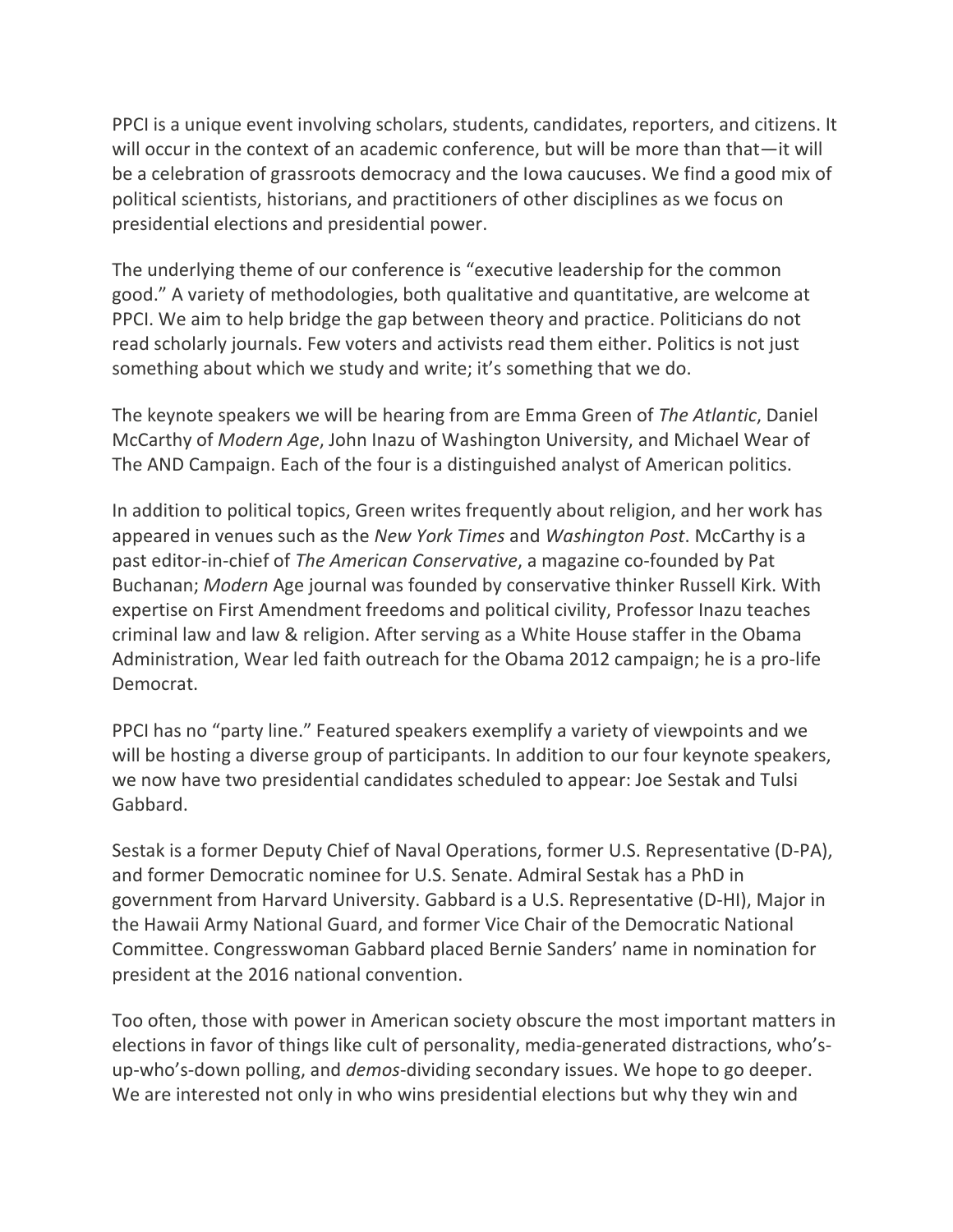PPCI is a unique event involving scholars, students, candidates, reporters, and citizens. It will occur in the context of an academic conference, but will be more than that—it will be a celebration of grassroots democracy and the Iowa caucuses. We find a good mix of political scientists, historians, and practitioners of other disciplines as we focus on presidential elections and presidential power.

The underlying theme of our conference is "executive leadership for the common good." A variety of methodologies, both qualitative and quantitative, are welcome at PPCI. We aim to help bridge the gap between theory and practice. Politicians do not read scholarly journals. Few voters and activists read them either. Politics is not just something about which we study and write; it's something that we do.

The keynote speakers we will be hearing from are Emma Green of *The Atlantic*, Daniel McCarthy of *Modern Age*, John Inazu of Washington University, and Michael Wear of The AND Campaign. Each of the four is a distinguished analyst of American politics.

In addition to political topics, Green writes frequently about religion, and her work has appeared in venues such as the *New York Times* and *Washington Post*. McCarthy is a past editor-in-chief of *The American Conservative*, a magazine co-founded by Pat Buchanan; *Modern* Age journal was founded by conservative thinker Russell Kirk. With expertise on First Amendment freedoms and political civility, Professor Inazu teaches criminal law and law & religion. After serving as a White House staffer in the Obama Administration, Wear led faith outreach for the Obama 2012 campaign; he is a pro-life Democrat.

PPCI has no "party line." Featured speakers exemplify a variety of viewpoints and we will be hosting a diverse group of participants. In addition to our four keynote speakers, we now have two presidential candidates scheduled to appear: Joe Sestak and Tulsi Gabbard.

Sestak is a former Deputy Chief of Naval Operations, former U.S. Representative (D-PA), and former Democratic nominee for U.S. Senate. Admiral Sestak has a PhD in government from Harvard University. Gabbard is a U.S. Representative (D-HI), Major in the Hawaii Army National Guard, and former Vice Chair of the Democratic National Committee. Congresswoman Gabbard placed Bernie Sanders' name in nomination for president at the 2016 national convention.

Too often, those with power in American society obscure the most important matters in elections in favor of things like cult of personality, media-generated distractions, who's-up-who's-down polling, and *demos*-dividing secondary issues. We hope to go deeper. We are interested not only in who wins presidential elections but why they win and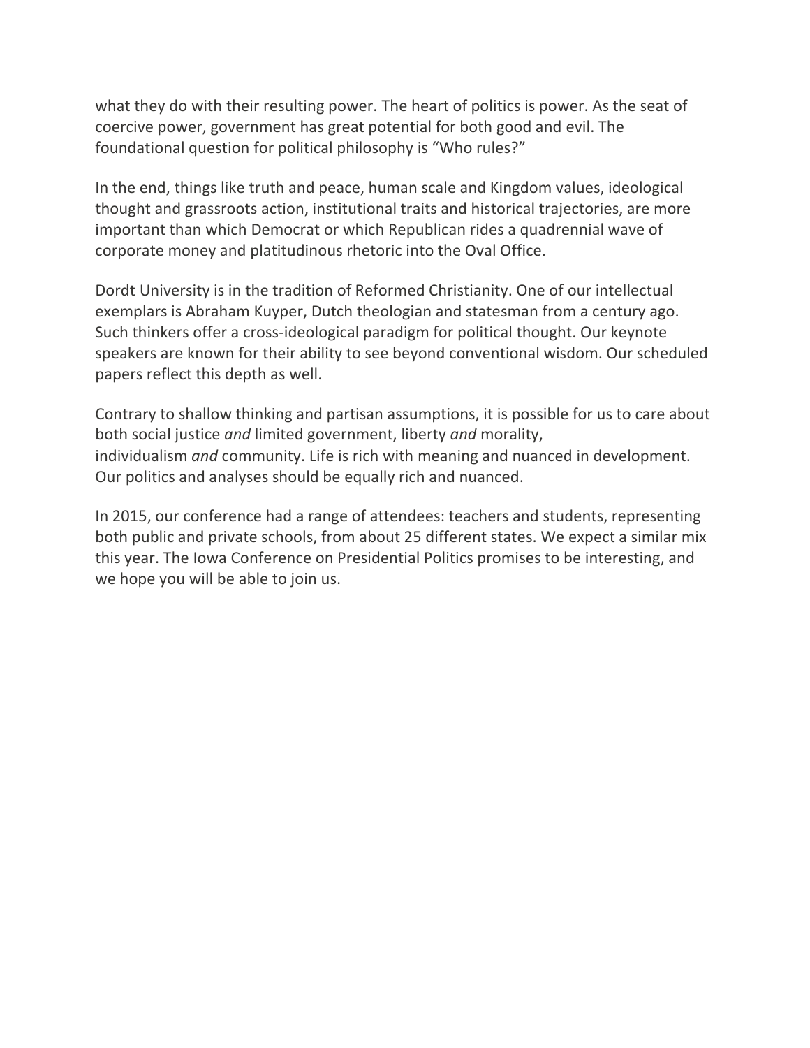what they do with their resulting power. The heart of politics is power. As the seat of coercive power, government has great potential for both good and evil. The foundational question for political philosophy is "Who rules?"

In the end, things like truth and peace, human scale and Kingdom values, ideological thought and grassroots action, institutional traits and historical trajectories, are more important than which Democrat or which Republican rides a quadrennial wave of corporate money and platitudinous rhetoric into the Oval Office.

Dordt University is in the tradition of Reformed Christianity. One of our intellectual exemplars is Abraham Kuyper, Dutch theologian and statesman from a century ago. Such thinkers offer a cross-ideological paradigm for political thought. Our keynote speakers are known for their ability to see beyond conventional wisdom. Our scheduled papers reflect this depth as well.

Contrary to shallow thinking and partisan assumptions, it is possible for us to care about both social justice *and* limited government, liberty *and* morality, individualism *and* community. Life is rich with meaning and nuanced in development. Our politics and analyses should be equally rich and nuanced.

In 2015, our conference had a range of attendees: teachers and students, representing both public and private schools, from about 25 different states. We expect a similar mix this year. The Iowa Conference on Presidential Politics promises to be interesting, and we hope you will be able to join us.